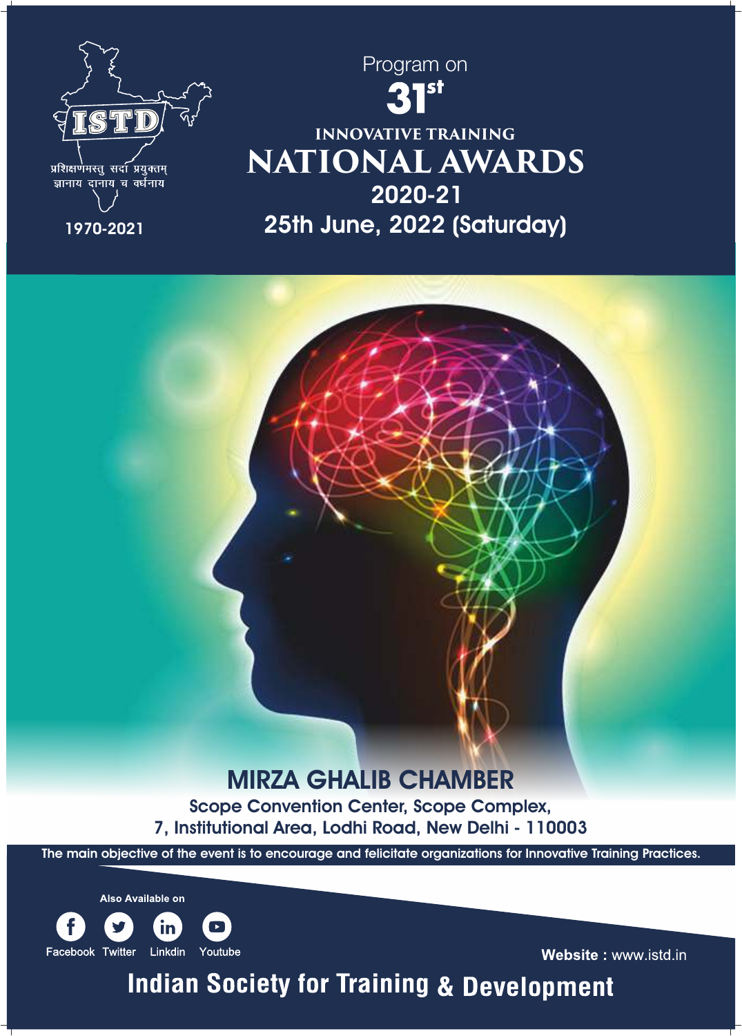ISTD

प्रशिक्षणमस्तु सदा प्रयुक्तम्
ज्ञानाय दानाय च वर्धनाय

1970-2021

Program on

# 31st

## INNOVATIVE TRAINING

# NATIONAL AWARDS

## 2020-21

## 25th June, 2022 (Saturday)

## MIRZA GHALIB CHAMBER

**Scope Convention Center, Scope Complex,**
**7, Institutional Area, Lodhi Road, New Delhi - 110003**

The main objective of the event is to encourage and felicitate organizations for Innovative Training Practices.

Also Available on

Facebook Twitter Linkdin Youtube

**Website :** www.istd.in

## Indian Society for Training & Development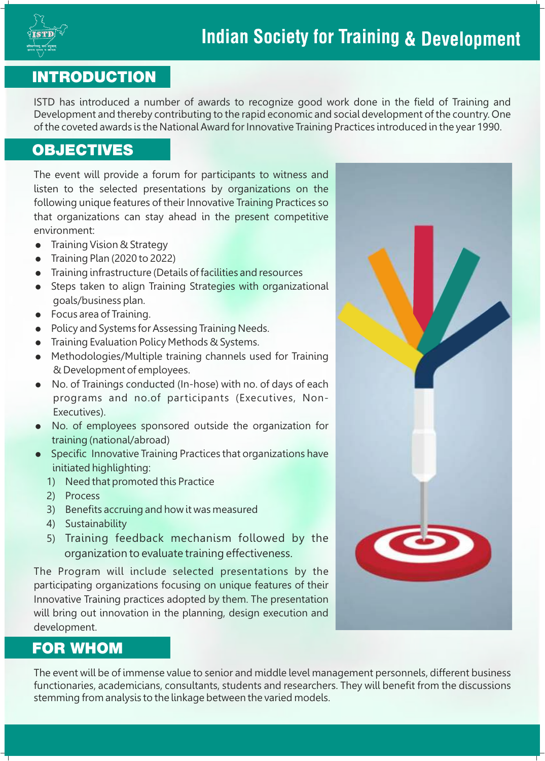# Indian Society for Training & Development

## INTRODUCTION

ISTD has introduced a number of awards to recognize good work done in the field of Training and Development and thereby contributing to the rapid economic and social development of the country. One of the coveted awards is the National Award for Innovative Training Practices introduced in the year 1990.

## OBJECTIVES

The event will provide a forum for participants to witness and listen to the selected presentations by organizations on the following unique features of their Innovative Training Practices so that organizations can stay ahead in the present competitive environment:

- Training Vision & Strategy
- Training Plan (2020 to 2022)
- Training infrastructure (Details of facilities and resources
- Steps taken to align Training Strategies with organizational goals/business plan.
- Focus area of Training.
- Policy and Systems for Assessing Training Needs.
- Training Evaluation Policy Methods & Systems.
- Methodologies/Multiple training channels used for Training & Development of employees.
- No. of Trainings conducted (In-hose) with no. of days of each programs and no.of participants (Executives, Non-Executives).
- No. of employees sponsored outside the organization for training (national/abroad)
- Specific Innovative Training Practices that organizations have initiated highlighting:
  1) Need that promoted this Practice
  2) Process
  3) Benefits accruing and how it was measured
  4) Sustainability
  5) Training feedback mechanism followed by the organization to evaluate training effectiveness.

The Program will include selected presentations by the participating organizations focusing on unique features of their Innovative Training practices adopted by them. The presentation will bring out innovation in the planning, design execution and development.

## FOR WHOM

The event will be of immense value to senior and middle level management personnels, different business functionaries, academicians, consultants, students and researchers. They will benefit from the discussions stemming from analysis to the linkage between the varied models.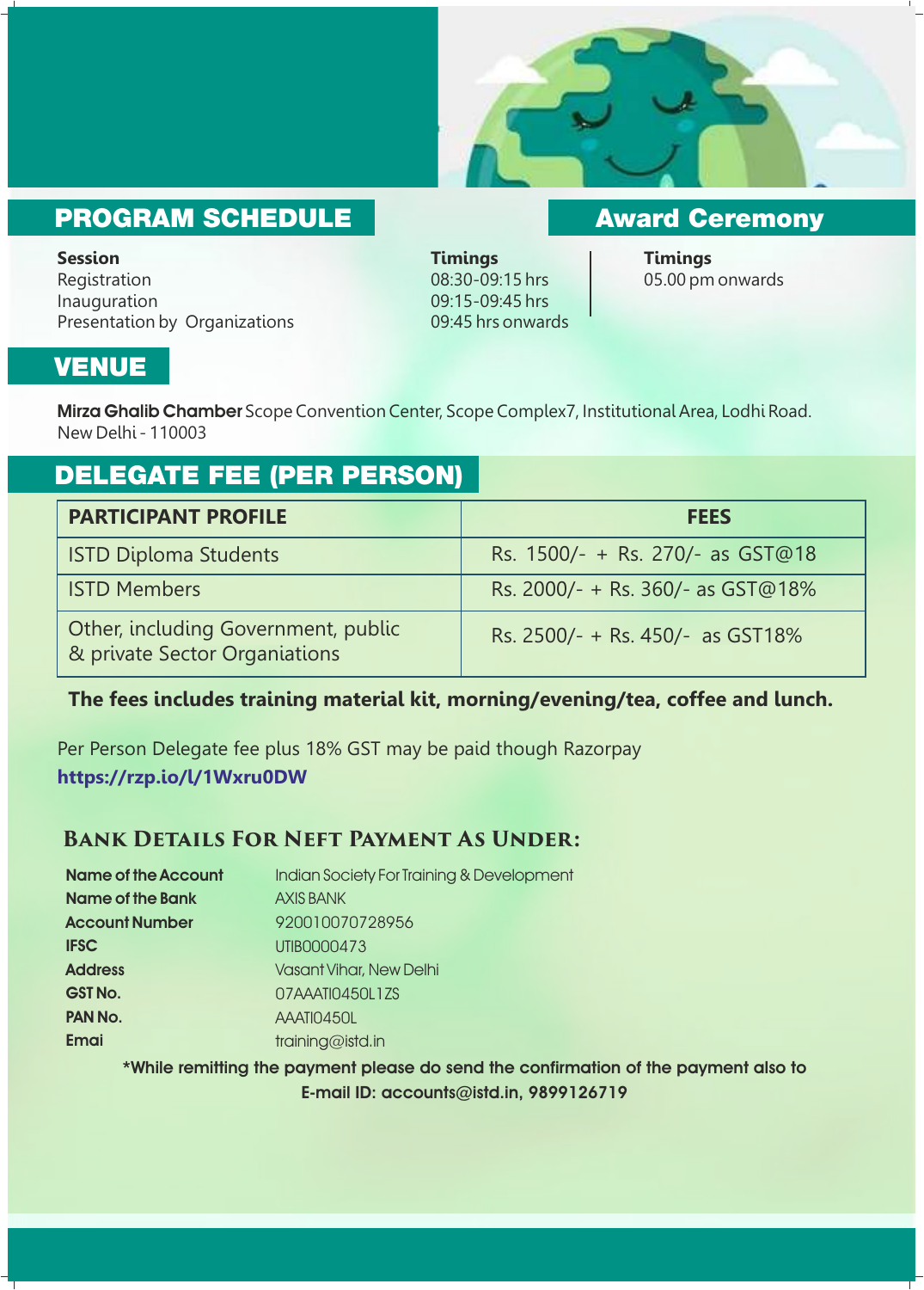## PROGRAM SCHEDULE

| Session | Timings |
|---|---|
| Registration | 08:30-09:15 hrs |
| Inauguration | 09:15-09:45 hrs |
| Presentation by Organizations | 09:45 hrs onwards |

## Award Ceremony

**Timings**
05.00 pm onwards

## VENUE

**Mirza Ghalib Chamber** Scope Convention Center, Scope Complex7, Institutional Area, Lodhi Road. New Delhi - 110003

## DELEGATE FEE (PER PERSON)

| PARTICIPANT PROFILE | FEES |
|---|---|
| ISTD Diploma Students | Rs. 1500/- + Rs. 270/- as GST@18 |
| ISTD Members | Rs. 2000/- + Rs. 360/- as GST@18% |
| Other, including Government, public & private Sector Organiations | Rs. 2500/- + Rs. 450/- as GST18% |

**The fees includes training material kit, morning/evening/tea, coffee and lunch.**

Per Person Delegate fee plus 18% GST may be paid though Razorpay
**https://rzp.io/l/1Wxru0DW**

### Bank Details For Neft Payment As Under:

| | |
|---|---|
| **Name of the Account** | Indian Society For Training & Development |
| **Name of the Bank** | AXIS BANK |
| **Account Number** | 920010070728956 |
| **IFSC** | UTIB0000473 |
| **Address** | Vasant Vihar, New Delhi |
| **GST No.** | 07AAATI0450L1ZS |
| **PAN No.** | AAATI0450L |
| **Emai** | training@istd.in |

**\*While remitting the payment please do send the confirmation of the payment also to E-mail ID: accounts@istd.in, 9899126719**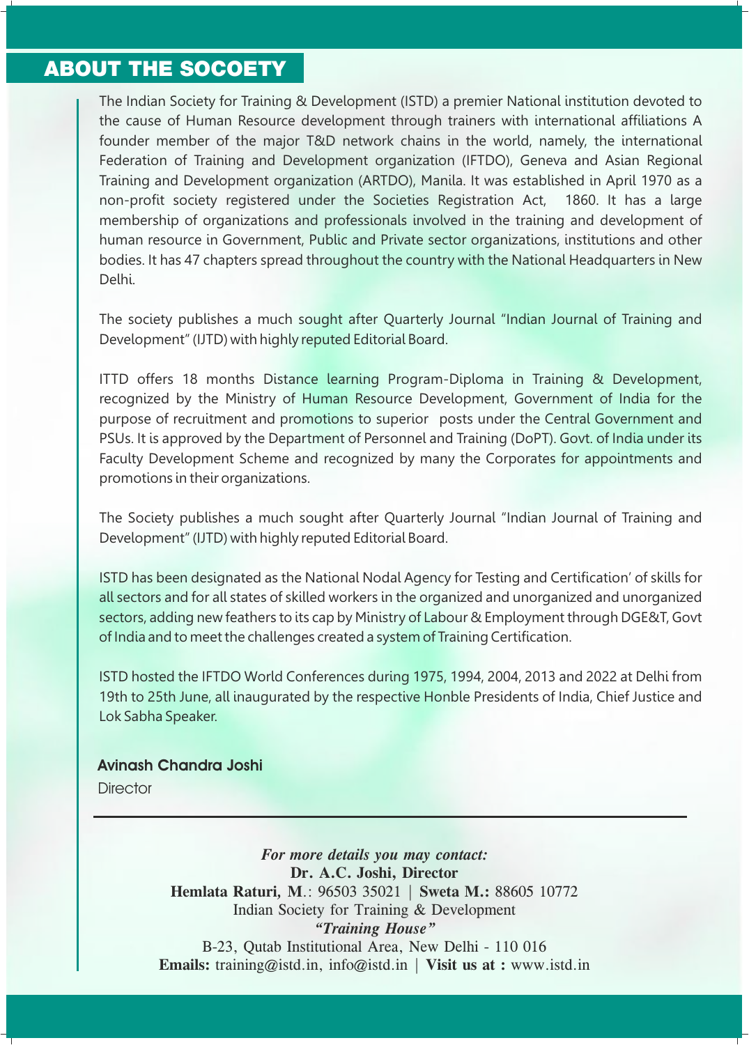## ABOUT THE SOCOETY

The Indian Society for Training & Development (ISTD) a premier National institution devoted to the cause of Human Resource development through trainers with international affiliations A founder member of the major T&D network chains in the world, namely, the international Federation of Training and Development organization (IFTDO), Geneva and Asian Regional Training and Development organization (ARTDO), Manila. It was established in April 1970 as a non-profit society registered under the Societies Registration Act, 1860. It has a large membership of organizations and professionals involved in the training and development of human resource in Government, Public and Private sector organizations, institutions and other bodies. It has 47 chapters spread throughout the country with the National Headquarters in New Delhi.

The society publishes a much sought after Quarterly Journal "Indian Journal of Training and Development" (IJTD) with highly reputed Editorial Board.

ITTD offers 18 months Distance learning Program-Diploma in Training & Development, recognized by the Ministry of Human Resource Development, Government of India for the purpose of recruitment and promotions to superior posts under the Central Government and PSUs. It is approved by the Department of Personnel and Training (DoPT). Govt. of India under its Faculty Development Scheme and recognized by many the Corporates for appointments and promotions in their organizations.

The Society publishes a much sought after Quarterly Journal "Indian Journal of Training and Development" (IJTD) with highly reputed Editorial Board.

ISTD has been designated as the National Nodal Agency for Testing and Certification' of skills for all sectors and for all states of skilled workers in the organized and unorganized and unorganized sectors, adding new feathers to its cap by Ministry of Labour & Employment through DGE&T, Govt of India and to meet the challenges created a system of Training Certification.

ISTD hosted the IFTDO World Conferences during 1975, 1994, 2004, 2013 and 2022 at Delhi from 19th to 25th June, all inaugurated by the respective Honble Presidents of India, Chief Justice and Lok Sabha Speaker.

**Avinash Chandra Joshi**
Director

---

*For more details you may contact:*
**Dr. A.C. Joshi, Director**
**Hemlata Raturi, M**.: 96503 35021 | **Sweta M.:** 88605 10772
Indian Society for Training & Development
*"Training House"*
B-23, Qutab Institutional Area, New Delhi - 110 016
**Emails:** training@istd.in, info@istd.in | **Visit us at :** www.istd.in